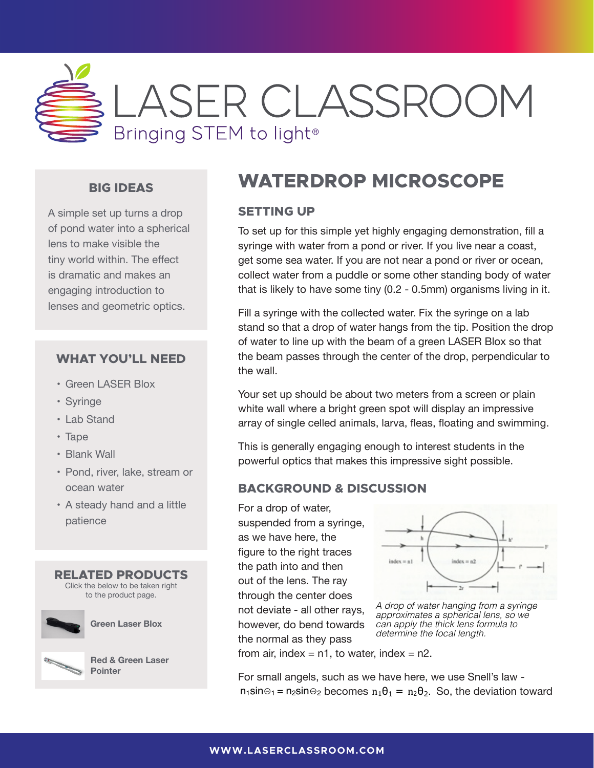# LASER CLASSROOM

Bringing STEM to light®

## BIG IDEAS

A simple set up turns a drop of pond water into a spherical lens to make visible the tiny world within. The effect is dramatic and makes an engaging introduction to lenses and geometric optics.

## WHAT YOU'LL NEED

- Green LASER Blox
- Syringe
- Lab Stand
- Tape
- Blank Wall
- Pond, river, lake, stream or ocean water
- A steady hand and a little patience

## RELATED PRODUCTS

Click the below to be taken right to the product page.

**Green Laser Blox**

**Red & Green Laser Pointer**

# WATERDROP MICROSCOPE

## SETTING UP

To set up for this simple yet highly engaging demonstration, fill a syringe with water from a pond or river. If you live near a coast, get some sea water. If you are not near a pond or river or ocean, collect water from a puddle or some other standing body of water that is likely to have some tiny (0.2 - 0.5mm) organisms living in it.

Fill a syringe with the collected water. Fix the syringe on a lab stand so that a drop of water hangs from the tip. Position the drop of water to line up with the beam of a green LASER Blox so that the beam passes through the center of the drop, perpendicular to the wall.

Your set up should be about two meters from a screen or plain white wall where a bright green spot will display an impressive array of single celled animals, larva, fleas, floating and swimming.

This is generally engaging enough to interest students in the powerful optics that makes this impressive sight possible.

## BACKGROUND & DISCUSSION

For a drop of water, suspended from a syringe, as we have here, the figure to the right traces the path into and then out of the lens. The ray through the center does not deviate - all other rays, however, do bend towards the normal as they pass from air, index = n1, to water, index = n2.

*A drop of water hanging from a syringe approximates a spherical lens, so we can apply the thick lens formula to determine the focal length.*

For small angels, such as we have here, we use Snell's law - $n_1 \sin\theta_1 = n_2 \sin\theta_2$ becomes $n_1\theta_1 = n_2\theta_2$. So, the deviation toward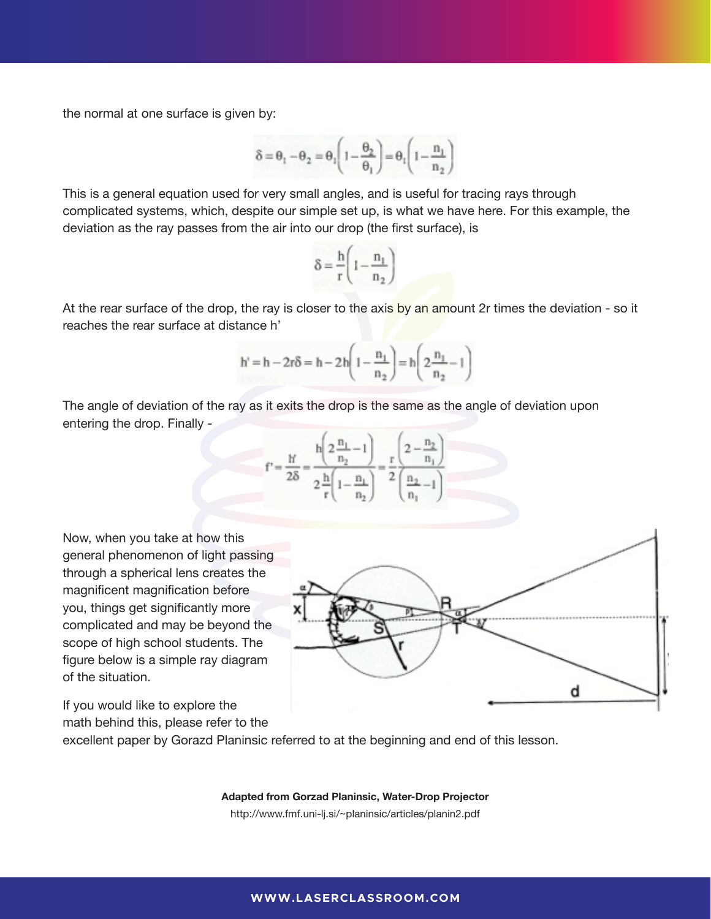the normal at one surface is given by:

$$\delta = \theta_1 - \theta_2 = \theta_1\left(1 - \frac{\theta_2}{\theta_1}\right) = \theta_1\left(1 - \frac{n_1}{n_2}\right)$$

This is a general equation used for very small angles, and is useful for tracing rays through complicated systems, which, despite our simple set up, is what we have here. For this example, the deviation as the ray passes from the air into our drop (the first surface), is

$$\delta = \frac{h}{r}\left(1 - \frac{n_1}{n_2}\right)$$

At the rear surface of the drop, the ray is closer to the axis by an amount 2r times the deviation - so it reaches the rear surface at distance h'

$$h' = h - 2r\delta = h - 2h\left(1 - \frac{n_1}{n_2}\right) = h\left(2\frac{n_1}{n_2} - 1\right)$$

The angle of deviation of the ray as it exits the drop is the same as the angle of deviation upon entering the drop. Finally -

$$f' = \frac{h'}{2\delta} = \frac{h\left(2\frac{n_1}{n_2} - 1\right)}{2\frac{h}{r}\left(1 - \frac{n_1}{n_2}\right)} = \frac{r}{2}\frac{\left(2 - \frac{n_2}{n_1}\right)}{\left(\frac{n_2}{n_1} - 1\right)}$$

Now, when you take at how this general phenomenon of light passing through a spherical lens creates the magnificent magnification before you, things get significantly more complicated and may be beyond the scope of high school students. The figure below is a simple ray diagram of the situation.

If you would like to explore the math behind this, please refer to the excellent paper by Gorazd Planinsic referred to at the beginning and end of this lesson.

**Adapted from Gorzad Planinsic, Water-Drop Projector**

http://www.fmf.uni-lj.si/~planinsic/articles/planin2.pdf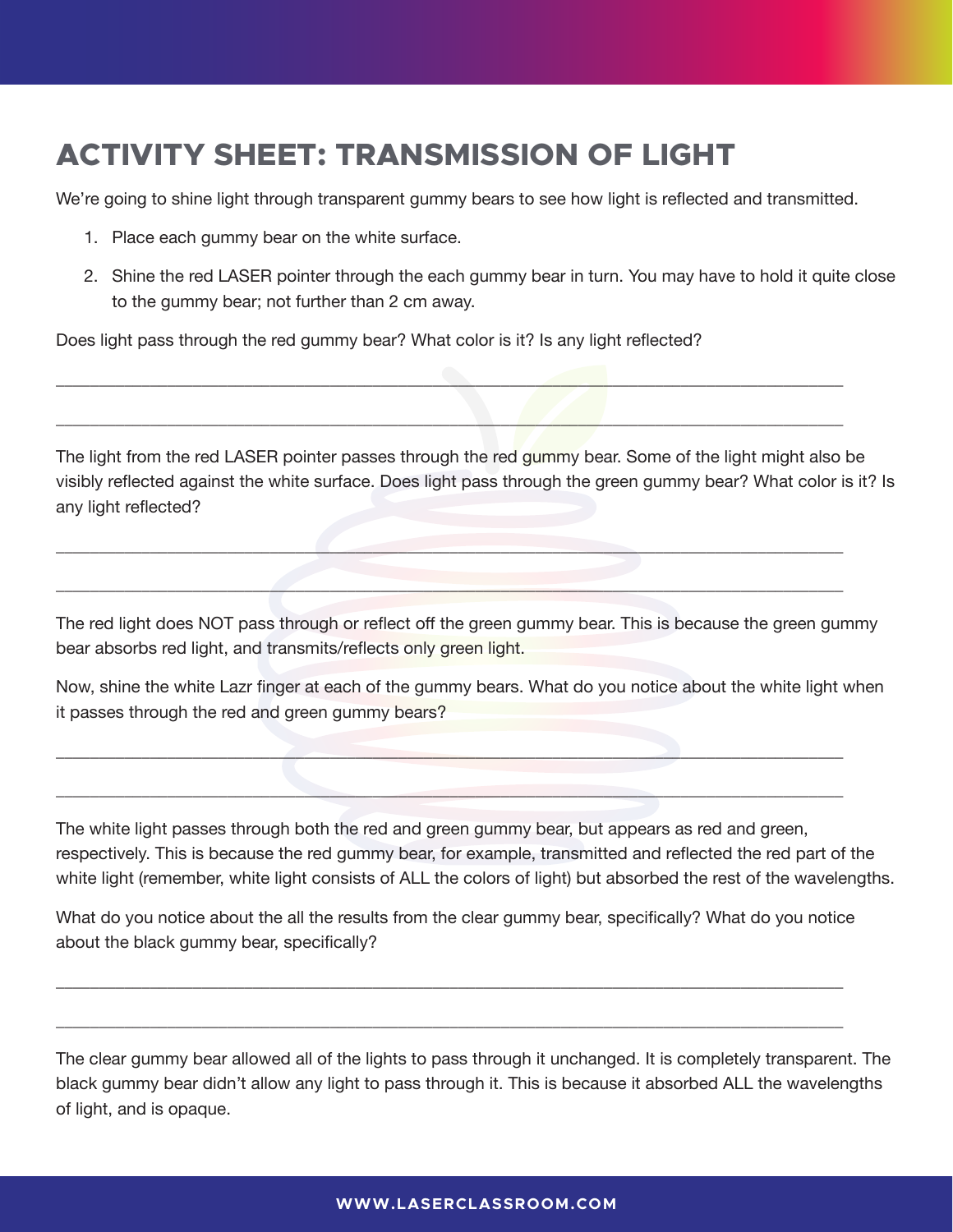# ACTIVITY SHEET: TRANSMISSION OF LIGHT

We're going to shine light through transparent gummy bears to see how light is reflected and transmitted.

1. Place each gummy bear on the white surface.
2. Shine the red LASER pointer through the each gummy bear in turn. You may have to hold it quite close to the gummy bear; not further than 2 cm away.

Does light pass through the red gummy bear? What color is it? Is any light reflected?

\_\_\_\_\_\_\_\_\_\_\_\_\_\_\_\_\_\_\_\_\_\_\_\_\_\_\_\_\_\_\_\_\_\_\_\_\_\_\_\_\_\_\_\_\_\_\_\_\_\_\_\_\_\_\_\_\_\_\_\_\_\_\_\_\_\_\_\_\_\_\_\_\_\_\_\_\_\_

\_\_\_\_\_\_\_\_\_\_\_\_\_\_\_\_\_\_\_\_\_\_\_\_\_\_\_\_\_\_\_\_\_\_\_\_\_\_\_\_\_\_\_\_\_\_\_\_\_\_\_\_\_\_\_\_\_\_\_\_\_\_\_\_\_\_\_\_\_\_\_\_\_\_\_\_\_\_

The light from the red LASER pointer passes through the red gummy bear. Some of the light might also be visibly reflected against the white surface. Does light pass through the green gummy bear? What color is it? Is any light reflected?

\_\_\_\_\_\_\_\_\_\_\_\_\_\_\_\_\_\_\_\_\_\_\_\_\_\_\_\_\_\_\_\_\_\_\_\_\_\_\_\_\_\_\_\_\_\_\_\_\_\_\_\_\_\_\_\_\_\_\_\_\_\_\_\_\_\_\_\_\_\_\_\_\_\_\_\_\_\_

\_\_\_\_\_\_\_\_\_\_\_\_\_\_\_\_\_\_\_\_\_\_\_\_\_\_\_\_\_\_\_\_\_\_\_\_\_\_\_\_\_\_\_\_\_\_\_\_\_\_\_\_\_\_\_\_\_\_\_\_\_\_\_\_\_\_\_\_\_\_\_\_\_\_\_\_\_\_

The red light does NOT pass through or reflect off the green gummy bear. This is because the green gummy bear absorbs red light, and transmits/reflects only green light.

Now, shine the white Lazr finger at each of the gummy bears. What do you notice about the white light when it passes through the red and green gummy bears?

\_\_\_\_\_\_\_\_\_\_\_\_\_\_\_\_\_\_\_\_\_\_\_\_\_\_\_\_\_\_\_\_\_\_\_\_\_\_\_\_\_\_\_\_\_\_\_\_\_\_\_\_\_\_\_\_\_\_\_\_\_\_\_\_\_\_\_\_\_\_\_\_\_\_\_\_\_\_

\_\_\_\_\_\_\_\_\_\_\_\_\_\_\_\_\_\_\_\_\_\_\_\_\_\_\_\_\_\_\_\_\_\_\_\_\_\_\_\_\_\_\_\_\_\_\_\_\_\_\_\_\_\_\_\_\_\_\_\_\_\_\_\_\_\_\_\_\_\_\_\_\_\_\_\_\_\_

The white light passes through both the red and green gummy bear, but appears as red and green, respectively. This is because the red gummy bear, for example, transmitted and reflected the red part of the white light (remember, white light consists of ALL the colors of light) but absorbed the rest of the wavelengths.

What do you notice about the all the results from the clear gummy bear, specifically? What do you notice about the black gummy bear, specifically?

\_\_\_\_\_\_\_\_\_\_\_\_\_\_\_\_\_\_\_\_\_\_\_\_\_\_\_\_\_\_\_\_\_\_\_\_\_\_\_\_\_\_\_\_\_\_\_\_\_\_\_\_\_\_\_\_\_\_\_\_\_\_\_\_\_\_\_\_\_\_\_\_\_\_\_\_\_\_

\_\_\_\_\_\_\_\_\_\_\_\_\_\_\_\_\_\_\_\_\_\_\_\_\_\_\_\_\_\_\_\_\_\_\_\_\_\_\_\_\_\_\_\_\_\_\_\_\_\_\_\_\_\_\_\_\_\_\_\_\_\_\_\_\_\_\_\_\_\_\_\_\_\_\_\_\_\_

The clear gummy bear allowed all of the lights to pass through it unchanged. It is completely transparent. The black gummy bear didn't allow any light to pass through it. This is because it absorbed ALL the wavelengths of light, and is opaque.